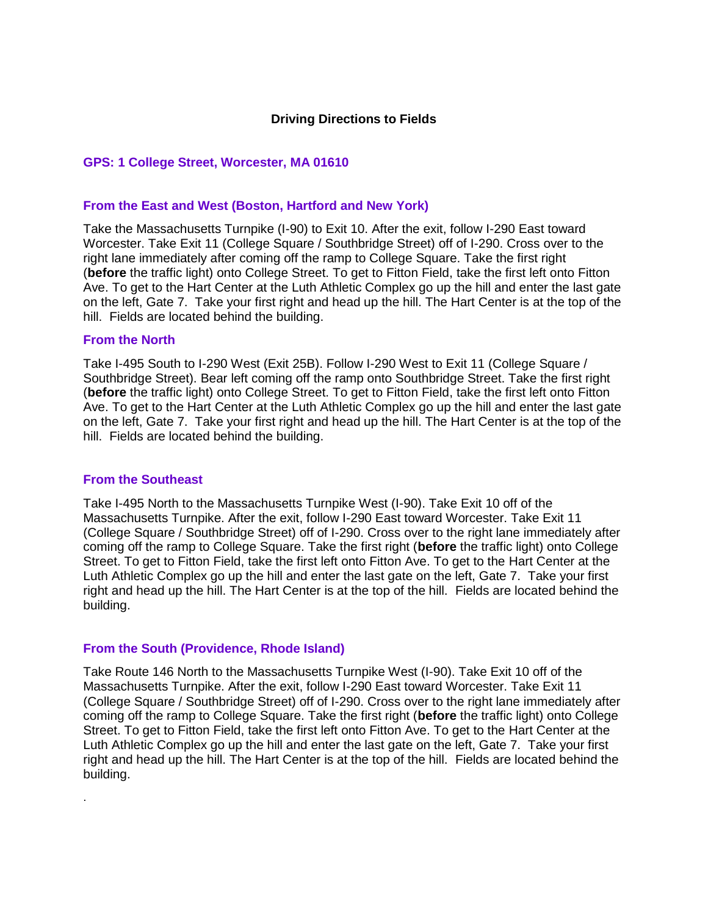# Driving Directions to Fields

### GPS: 1 College Street, Worcester, MA 01610

### From the East and West (Boston, Hartford and New York)

Take the Massachusetts Turnpike (I-90) to Exit 10. After the exit, follow I-290 East toward Worcester. Take Exit 11 (College Square / Southbridge Street) off of I-290. Cross over to the right lane immediately after coming off the ramp to College Square. Take the first right (**before** the traffic light) onto College Street. To get to Fitton Field, take the first left onto Fitton Ave. To get to the Hart Center at the Luth Athletic Complex go up the hill and enter the last gate on the left, Gate 7. Take your first right and head up the hill. The Hart Center is at the top of the hill. Fields are located behind the building.

### From the North

Take I-495 South to I-290 West (Exit 25B). Follow I-290 West to Exit 11 (College Square / Southbridge Street). Bear left coming off the ramp onto Southbridge Street. Take the first right (**before** the traffic light) onto College Street. To get to Fitton Field, take the first left onto Fitton Ave. To get to the Hart Center at the Luth Athletic Complex go up the hill and enter the last gate on the left, Gate 7. Take your first right and head up the hill. The Hart Center is at the top of the hill. Fields are located behind the building.

### From the Southeast

Take I-495 North to the Massachusetts Turnpike West (I-90). Take Exit 10 off of the Massachusetts Turnpike. After the exit, follow I-290 East toward Worcester. Take Exit 11 (College Square / Southbridge Street) off of I-290. Cross over to the right lane immediately after coming off the ramp to College Square. Take the first right (**before** the traffic light) onto College Street. To get to Fitton Field, take the first left onto Fitton Ave. To get to the Hart Center at the Luth Athletic Complex go up the hill and enter the last gate on the left, Gate 7. Take your first right and head up the hill. The Hart Center is at the top of the hill. Fields are located behind the building.

### From the South (Providence, Rhode Island)

Take Route 146 North to the Massachusetts Turnpike West (I-90). Take Exit 10 off of the Massachusetts Turnpike. After the exit, follow I-290 East toward Worcester. Take Exit 11 (College Square / Southbridge Street) off of I-290. Cross over to the right lane immediately after coming off the ramp to College Square. Take the first right (**before** the traffic light) onto College Street. To get to Fitton Field, take the first left onto Fitton Ave. To get to the Hart Center at the Luth Athletic Complex go up the hill and enter the last gate on the left, Gate 7. Take your first right and head up the hill. The Hart Center is at the top of the hill. Fields are located behind the building.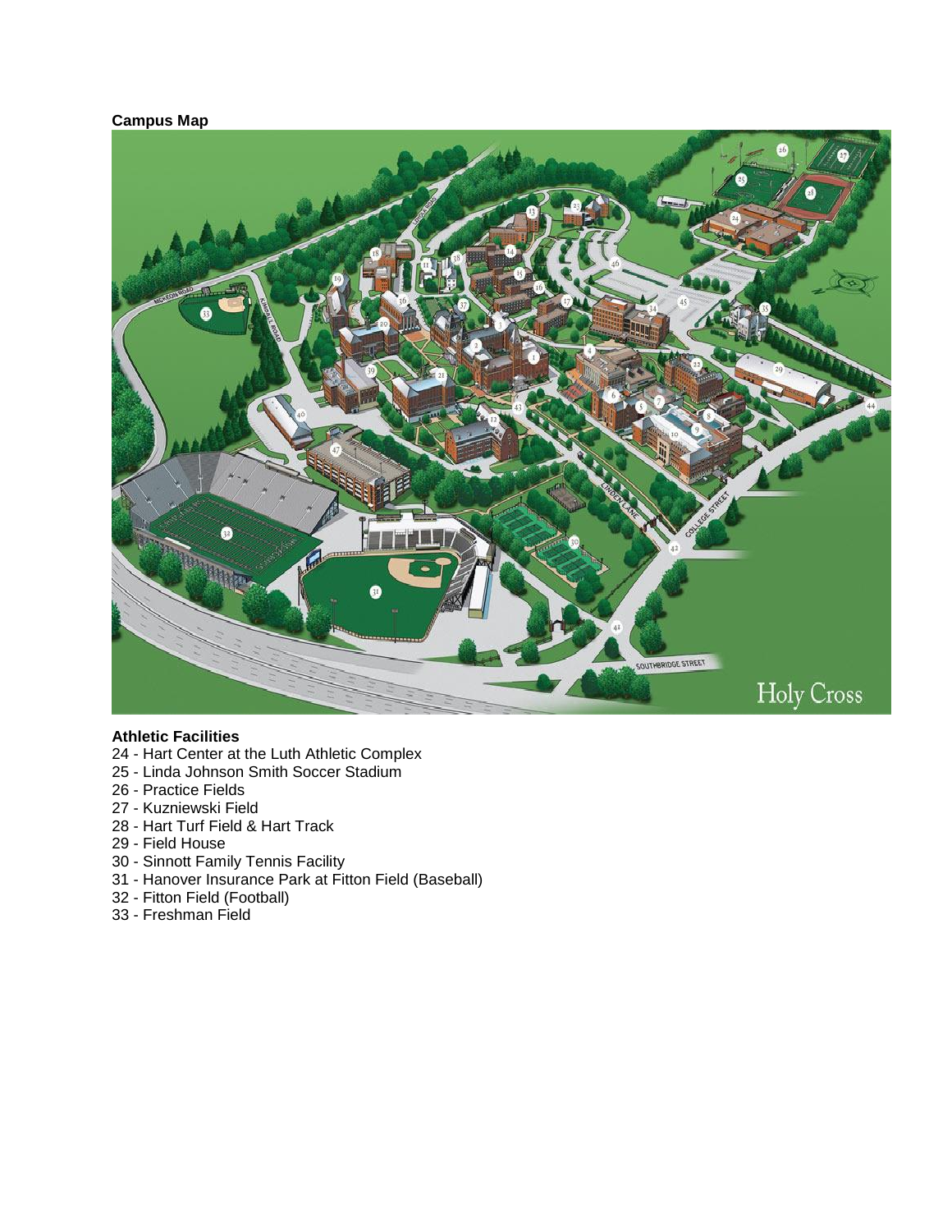**Campus Map**

**Athletic Facilities**

24 - Hart Center at the Luth Athletic Complex
25 - Linda Johnson Smith Soccer Stadium
26 - Practice Fields
27 - Kuzniewski Field
28 - Hart Turf Field & Hart Track
29 - Field House
30 - Sinnott Family Tennis Facility
31 - Hanover Insurance Park at Fitton Field (Baseball)
32 - Fitton Field (Football)
33 - Freshman Field